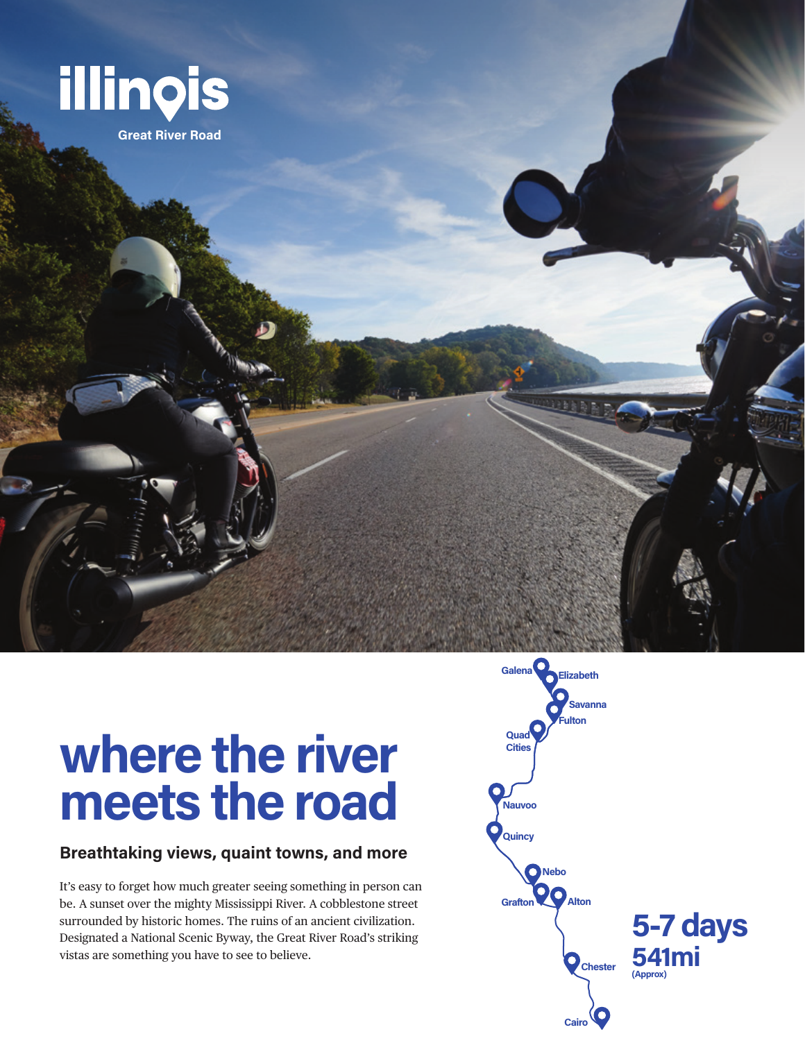# illinois

Great River Road

# where the river meets the road

## Breathtaking views, quaint towns, and more

It's easy to forget how much greater seeing something in person can be. A sunset over the mighty Mississippi River. A cobblestone street surrounded by historic homes. The ruins of an ancient civilization. Designated a National Scenic Byway, the Great River Road's striking vistas are something you have to see to believe.

Galena
Elizabeth
Savanna
Fulton
Quad Cities
Nauvoo
Quincy
Nebo
Grafton
Alton
Chester
Cairo

**5-7 days**

**541mi**
(Approx)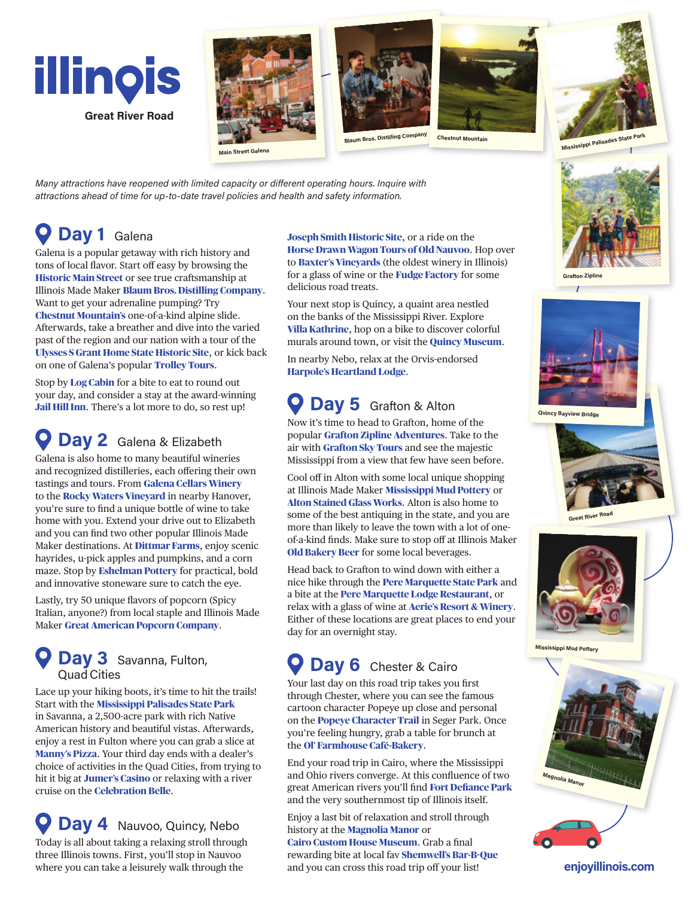# illinois

Great River Road

Main Street Galena

Blaum Bros. Distilling Company

Chestnut Mountain

Mississippi Palisades State Park

*Many attractions have reopened with limited capacity or different operating hours. Inquire with attractions ahead of time for up-to-date travel policies and health and safety information.*

## Day 1 Galena

Galena is a popular getaway with rich history and tons of local flavor. Start off easy by browsing the **Historic Main Street** or see true craftsmanship at Illinois Made Maker **Blaum Bros. Distilling Company**. Want to get your adrenaline pumping? Try **Chestnut Mountain's** one-of-a-kind alpine slide. Afterwards, take a breather and dive into the varied past of the region and our nation with a tour of the **Ulysses S Grant Home State Historic Site**, or kick back on one of Galena's popular **Trolley Tours**.

Stop by **Log Cabin** for a bite to eat to round out your day, and consider a stay at the award-winning **Jail Hill Inn**. There's a lot more to do, so rest up!

## Day 2 Galena & Elizabeth

Galena is also home to many beautiful wineries and recognized distilleries, each offering their own tastings and tours. From **Galena Cellars Winery** to the **Rocky Waters Vineyard** in nearby Hanover, you're sure to find a unique bottle of wine to take home with you. Extend your drive out to Elizabeth and you can find two other popular Illinois Made Maker destinations. At **Dittmar Farms**, enjoy scenic hayrides, u-pick apples and pumpkins, and a corn maze. Stop by **Eshelman Pottery** for practical, bold and innovative stoneware sure to catch the eye.

Lastly, try 50 unique flavors of popcorn (Spicy Italian, anyone?) from local staple and Illinois Made Maker **Great American Popcorn Company**.

## Day 3 Savanna, Fulton, Quad Cities

Lace up your hiking boots, it's time to hit the trails! Start with the **Mississippi Palisades State Park** in Savanna, a 2,500-acre park with rich Native American history and beautiful vistas. Afterwards, enjoy a rest in Fulton where you can grab a slice at **Manny's Pizza**. Your third day ends with a dealer's choice of activities in the Quad Cities, from trying to hit it big at **Jumer's Casino** or relaxing with a river cruise on the **Celebration Belle**.

## Day 4 Nauvoo, Quincy, Nebo

Today is all about taking a relaxing stroll through three Illinois towns. First, you'll stop in Nauvoo where you can take a leisurely walk through the **Joseph Smith Historic Site**, or a ride on the **Horse Drawn Wagon Tours of Old Nauvoo**. Hop over to **Baxter's Vineyards** (the oldest winery in Illinois) for a glass of wine or the **Fudge Factory** for some delicious road treats.

Your next stop is Quincy, a quaint area nestled on the banks of the Mississippi River. Explore **Villa Kathrine**, hop on a bike to discover colorful murals around town, or visit the **Quincy Museum**.

In nearby Nebo, relax at the Orvis-endorsed **Harpole's Heartland Lodge**.

## Day 5 Grafton & Alton

Now it's time to head to Grafton, home of the popular **Grafton Zipline Adventures**. Take to the air with **Grafton Sky Tours** and see the majestic Mississippi from a view that few have seen before.

Cool off in Alton with some local unique shopping at Illinois Made Maker **Mississippi Mud Pottery** or **Alton Stained Glass Works**. Alton is also home to some of the best antiquing in the state, and you are more than likely to leave the town with a lot of one-of-a-kind finds. Make sure to stop off at Illinois Maker **Old Bakery Beer** for some local beverages.

Head back to Grafton to wind down with either a nice hike through the **Pere Marquette State Park** and a bite at the **Pere Marquette Lodge Restaurant**, or relax with a glass of wine at **Aerie's Resort & Winery**. Either of these locations are great places to end your day for an overnight stay.

## Day 6 Chester & Cairo

Your last day on this road trip takes you first through Chester, where you can see the famous cartoon character Popeye up close and personal on the **Popeye Character Trail** in Seger Park. Once you're feeling hungry, grab a table for brunch at the **Ol' Farmhouse Café-Bakery**.

End your road trip in Cairo, where the Mississippi and Ohio rivers converge. At this confluence of two great American rivers you'll find **Fort Defiance Park** and the very southernmost tip of Illinois itself.

Enjoy a last bit of relaxation and stroll through history at the **Magnolia Manor** or **Cairo Custom House Museum**. Grab a final rewarding bite at local fav **Shemwell's Bar-B-Que** and you can cross this road trip off your list!

Grafton Zipline

Quincy Bayview Bridge

Great River Road

Mississippi Mud Pottery

Magnolia Manor

enjoyillinois.com